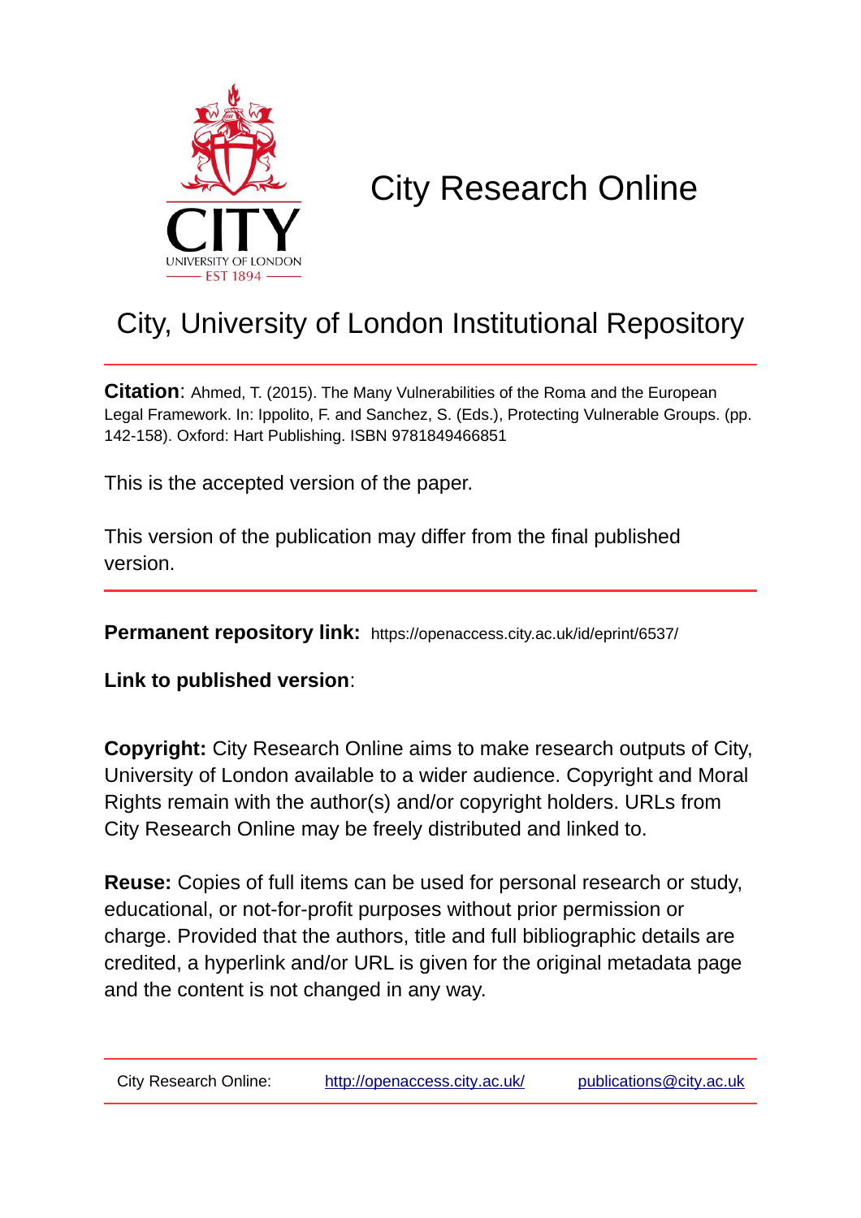# City Research Online

## City, University of London Institutional Repository

**Citation**: Ahmed, T. (2015). The Many Vulnerabilities of the Roma and the European Legal Framework. In: Ippolito, F. and Sanchez, S. (Eds.), Protecting Vulnerable Groups. (pp. 142-158). Oxford: Hart Publishing. ISBN 9781849466851

This is the accepted version of the paper.

This version of the publication may differ from the final published version.

**Permanent repository link:** https://openaccess.city.ac.uk/id/eprint/6537/

**Link to published version**:

**Copyright:** City Research Online aims to make research outputs of City, University of London available to a wider audience. Copyright and Moral Rights remain with the author(s) and/or copyright holders. URLs from City Research Online may be freely distributed and linked to.

**Reuse:** Copies of full items can be used for personal research or study, educational, or not-for-profit purposes without prior permission or charge. Provided that the authors, title and full bibliographic details are credited, a hyperlink and/or URL is given for the original metadata page and the content is not changed in any way.

City Research Online: http://openaccess.city.ac.uk/ publications@city.ac.uk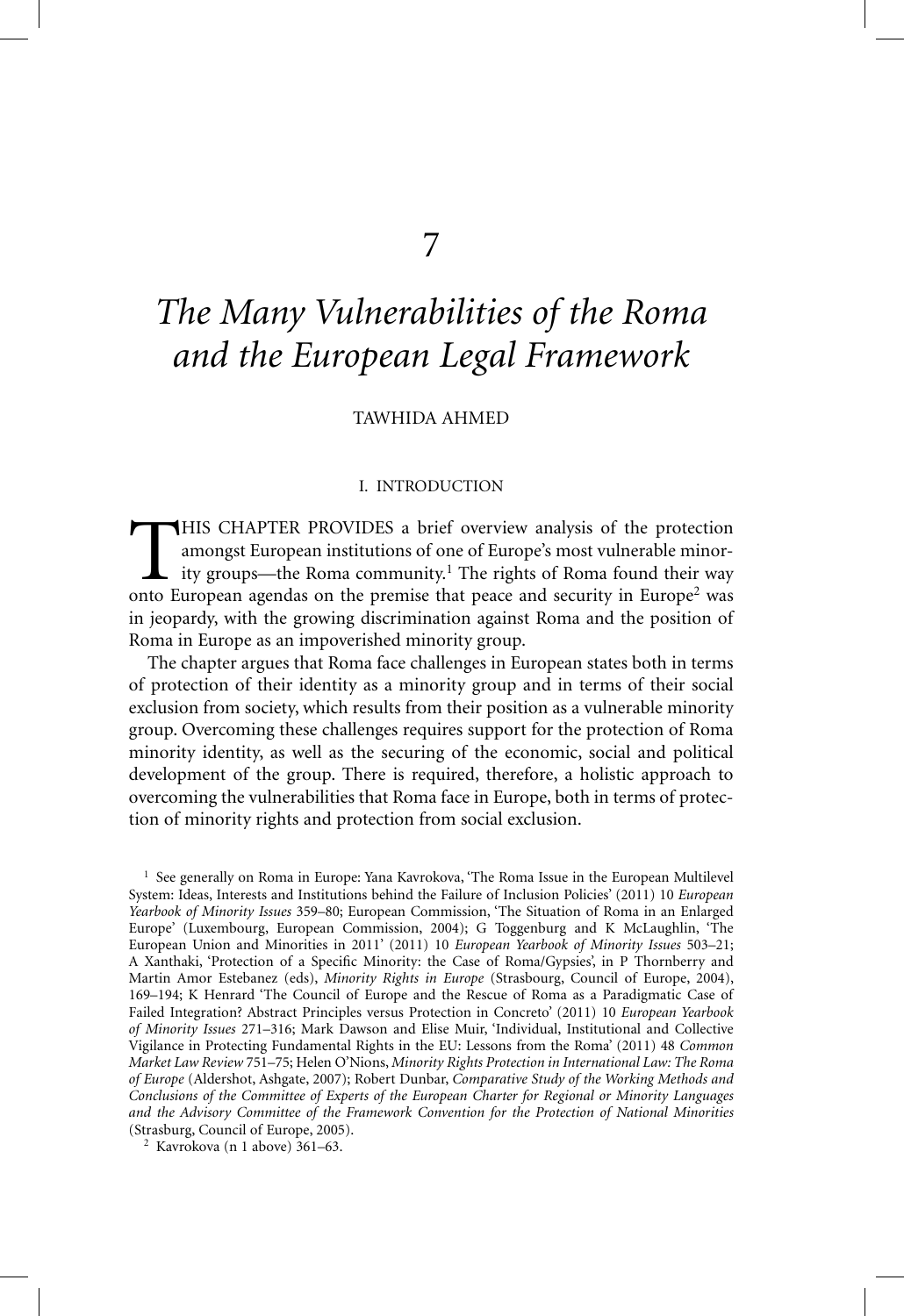# 7

# *The Many Vulnerabilities of the Roma and the European Legal Framework*

TAWHIDA AHMED

## I. INTRODUCTION

THIS CHAPTER PROVIDES a brief overview analysis of the protection amongst European institutions of one of Europe's most vulnerable minority groups—the Roma community.[1] The rights of Roma found their way onto European agendas on the premise that peace and security in Europe[2] was in jeopardy, with the growing discrimination against Roma and the position of Roma in Europe as an impoverished minority group.

The chapter argues that Roma face challenges in European states both in terms of protection of their identity as a minority group and in terms of their social exclusion from society, which results from their position as a vulnerable minority group. Overcoming these challenges requires support for the protection of Roma minority identity, as well as the securing of the economic, social and political development of the group. There is required, therefore, a holistic approach to overcoming the vulnerabilities that Roma face in Europe, both in terms of protection of minority rights and protection from social exclusion.

---

[1] See generally on Roma in Europe: Yana Kavrokova, 'The Roma Issue in the European Multilevel System: Ideas, Interests and Institutions behind the Failure of Inclusion Policies' (2011) 10 *European Yearbook of Minority Issues* 359–80; European Commission, 'The Situation of Roma in an Enlarged Europe' (Luxembourg, European Commission, 2004); G Toggenburg and K McLaughlin, 'The European Union and Minorities in 2011' (2011) 10 *European Yearbook of Minority Issues* 503–21; A Xanthaki, 'Protection of a Specific Minority: the Case of Roma/Gypsies', in P Thornberry and Martin Amor Estebanez (eds), *Minority Rights in Europe* (Strasbourg, Council of Europe, 2004), 169–194; K Henrard 'The Council of Europe and the Rescue of Roma as a Paradigmatic Case of Failed Integration? Abstract Principles versus Protection in Concreto' (2011) 10 *European Yearbook of Minority Issues* 271–316; Mark Dawson and Elise Muir, 'Individual, Institutional and Collective Vigilance in Protecting Fundamental Rights in the EU: Lessons from the Roma' (2011) 48 *Common Market Law Review* 751–75; Helen O'Nions, *Minority Rights Protection in International Law: The Roma of Europe* (Aldershot, Ashgate, 2007); Robert Dunbar, *Comparative Study of the Working Methods and Conclusions of the Committee of Experts of the European Charter for Regional or Minority Languages and the Advisory Committee of the Framework Convention for the Protection of National Minorities* (Strasburg, Council of Europe, 2005).

[2] Kavrokova (n 1 above) 361–63.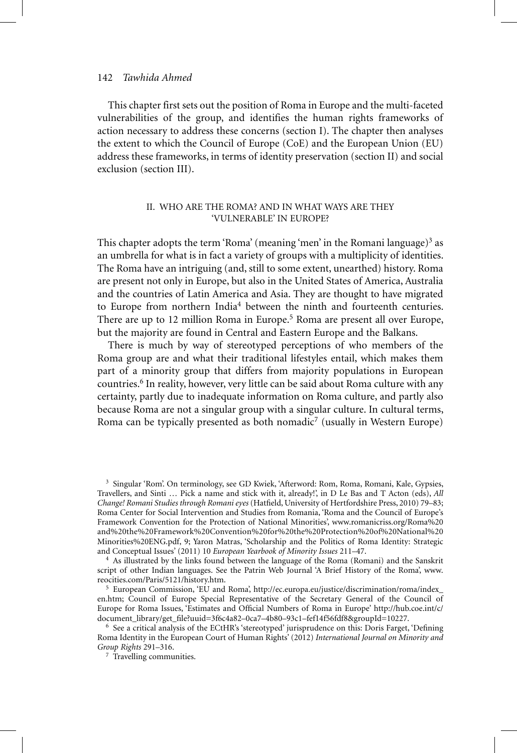This chapter first sets out the position of Roma in Europe and the multi-faceted vulnerabilities of the group, and identifies the human rights frameworks of action necessary to address these concerns (section I). The chapter then analyses the extent to which the Council of Europe (CoE) and the European Union (EU) address these frameworks, in terms of identity preservation (section II) and social exclusion (section III).

## II. WHO ARE THE ROMA? AND IN WHAT WAYS ARE THEY 'VULNERABLE' IN EUROPE?

This chapter adopts the term 'Roma' (meaning 'men' in the Romani language)[3] as an umbrella for what is in fact a variety of groups with a multiplicity of identities. The Roma have an intriguing (and, still to some extent, unearthed) history. Roma are present not only in Europe, but also in the United States of America, Australia and the countries of Latin America and Asia. They are thought to have migrated to Europe from northern India[4] between the ninth and fourteenth centuries. There are up to 12 million Roma in Europe.[5] Roma are present all over Europe, but the majority are found in Central and Eastern Europe and the Balkans.

There is much by way of stereotyped perceptions of who members of the Roma group are and what their traditional lifestyles entail, which makes them part of a minority group that differs from majority populations in European countries.[6] In reality, however, very little can be said about Roma culture with any certainty, partly due to inadequate information on Roma culture, and partly also because Roma are not a singular group with a singular culture. In cultural terms, Roma can be typically presented as both nomadic[7] (usually in Western Europe)

---

[3] Singular 'Rom'. On terminology, see GD Kwiek, 'Afterword: Rom, Roma, Romani, Kale, Gypsies, Travellers, and Sinti … Pick a name and stick with it, already!', in D Le Bas and T Acton (eds), *All Change! Romani Studies through Romani eyes* (Hatfield, University of Hertfordshire Press, 2010) 79–83; Roma Center for Social Intervention and Studies from Romania, 'Roma and the Council of Europe's Framework Convention for the Protection of National Minorities', www.romanicriss.org/Roma%20and%20the%20Framework%20Convention%20for%20the%20Protection%20of%20National%20Minorities%20ENG.pdf, 9; Yaron Matras, 'Scholarship and the Politics of Roma Identity: Strategic and Conceptual Issues' (2011) 10 *European Yearbook of Minority Issues* 211–47.

[4] As illustrated by the links found between the language of the Roma (Romani) and the Sanskrit script of other Indian languages. See the Patrin Web Journal 'A Brief History of the Roma', www.reocities.com/Paris/5121/history.htm.

[5] European Commission, 'EU and Roma', http://ec.europa.eu/justice/discrimination/roma/index_en.htm; Council of Europe Special Representative of the Secretary General of the Council of Europe for Roma Issues, 'Estimates and Official Numbers of Roma in Europe' http://hub.coe.int/c/document_library/get_file?uuid=3f6c4a82–0ca7–4b80–93c1–fef14f56fdf8&groupId=10227.

[6] See a critical analysis of the ECtHR's 'stereotyped' jurisprudence on this: Doris Farget, 'Defining Roma Identity in the European Court of Human Rights' (2012) *International Journal on Minority and Group Rights* 291–316.

[7] Travelling communities.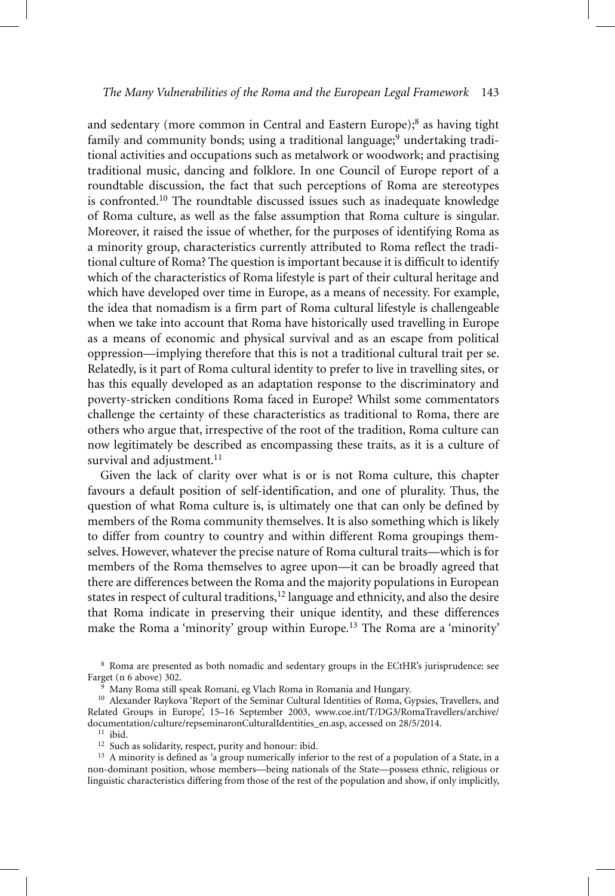and sedentary (more common in Central and Eastern Europe);[8] as having tight family and community bonds; using a traditional language;[9] undertaking traditional activities and occupations such as metalwork or woodwork; and practising traditional music, dancing and folklore. In one Council of Europe report of a roundtable discussion, the fact that such perceptions of Roma are stereotypes is confronted.[10] The roundtable discussed issues such as inadequate knowledge of Roma culture, as well as the false assumption that Roma culture is singular. Moreover, it raised the issue of whether, for the purposes of identifying Roma as a minority group, characteristics currently attributed to Roma reflect the traditional culture of Roma? The question is important because it is difficult to identify which of the characteristics of Roma lifestyle is part of their cultural heritage and which have developed over time in Europe, as a means of necessity. For example, the idea that nomadism is a firm part of Roma cultural lifestyle is challengeable when we take into account that Roma have historically used travelling in Europe as a means of economic and physical survival and as an escape from political oppression—implying therefore that this is not a traditional cultural trait per se. Relatedly, is it part of Roma cultural identity to prefer to live in travelling sites, or has this equally developed as an adaptation response to the discriminatory and poverty-stricken conditions Roma faced in Europe? Whilst some commentators challenge the certainty of these characteristics as traditional to Roma, there are others who argue that, irrespective of the root of the tradition, Roma culture can now legitimately be described as encompassing these traits, as it is a culture of survival and adjustment.[11]

Given the lack of clarity over what is or is not Roma culture, this chapter favours a default position of self-identification, and one of plurality. Thus, the question of what Roma culture is, is ultimately one that can only be defined by members of the Roma community themselves. It is also something which is likely to differ from country to country and within different Roma groupings themselves. However, whatever the precise nature of Roma cultural traits—which is for members of the Roma themselves to agree upon—it can be broadly agreed that there are differences between the Roma and the majority populations in European states in respect of cultural traditions,[12] language and ethnicity, and also the desire that Roma indicate in preserving their unique identity, and these differences make the Roma a 'minority' group within Europe.[13] The Roma are a 'minority'

---

[8] Roma are presented as both nomadic and sedentary groups in the ECtHR's jurisprudence: see Farget (n 6 above) 302.

[9] Many Roma still speak Romani, eg Vlach Roma in Romania and Hungary.

[10] Alexander Raykova 'Report of the Seminar Cultural Identities of Roma, Gypsies, Travellers, and Related Groups in Europe', 15–16 September 2003, www.coe.int/T/DG3/RomaTravellers/archive/documentation/culture/repseminaronCulturalIdentities_en.asp, accessed on 28/5/2014.

[11] ibid.

[12] Such as solidarity, respect, purity and honour: ibid.

[13] A minority is defined as 'a group numerically inferior to the rest of a population of a State, in a non-dominant position, whose members—being nationals of the State—possess ethnic, religious or linguistic characteristics differing from those of the rest of the population and show, if only implicitly,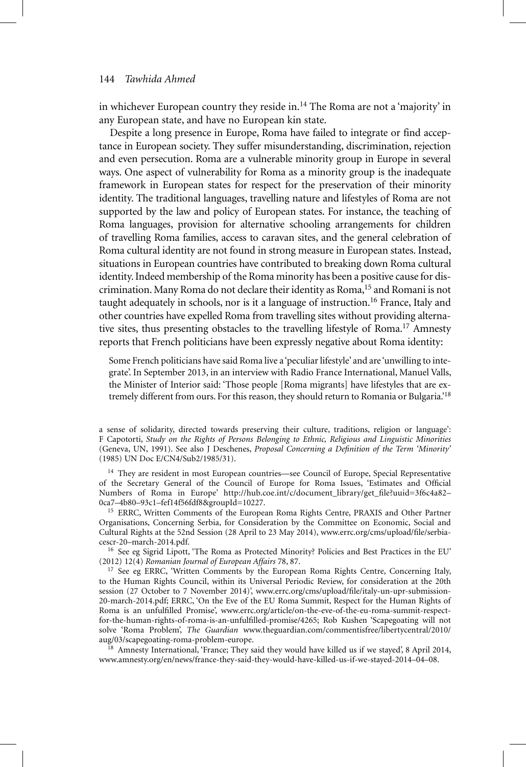in whichever European country they reside in.[14] The Roma are not a 'majority' in any European state, and have no European kin state.

Despite a long presence in Europe, Roma have failed to integrate or find acceptance in European society. They suffer misunderstanding, discrimination, rejection and even persecution. Roma are a vulnerable minority group in Europe in several ways. One aspect of vulnerability for Roma as a minority group is the inadequate framework in European states for respect for the preservation of their minority identity. The traditional languages, travelling nature and lifestyles of Roma are not supported by the law and policy of European states. For instance, the teaching of Roma languages, provision for alternative schooling arrangements for children of travelling Roma families, access to caravan sites, and the general celebration of Roma cultural identity are not found in strong measure in European states. Instead, situations in European countries have contributed to breaking down Roma cultural identity. Indeed membership of the Roma minority has been a positive cause for discrimination. Many Roma do not declare their identity as Roma,[15] and Romani is not taught adequately in schools, nor is it a language of instruction.[16] France, Italy and other countries have expelled Roma from travelling sites without providing alternative sites, thus presenting obstacles to the travelling lifestyle of Roma.[17] Amnesty reports that French politicians have been expressly negative about Roma identity:

> Some French politicians have said Roma live a 'peculiar lifestyle' and are 'unwilling to integrate'. In September 2013, in an interview with Radio France International, Manuel Valls, the Minister of Interior said: 'Those people [Roma migrants] have lifestyles that are extremely different from ours. For this reason, they should return to Romania or Bulgaria.'[18]

---

a sense of solidarity, directed towards preserving their culture, traditions, religion or language': F Capotorti, *Study on the Rights of Persons Belonging to Ethnic, Religious and Linguistic Minorities* (Geneva, UN, 1991). See also J Deschenes, *Proposal Concerning a Definition of the Term 'Minority'* (1985) UN Doc E/CN4/Sub2/1985/31).

[14] They are resident in most European countries—see Council of Europe, Special Representative of the Secretary General of the Council of Europe for Roma Issues, 'Estimates and Official Numbers of Roma in Europe' http://hub.coe.int/c/document_library/get_file?uuid=3f6c4a82–0ca7–4b80–93c1–fef14f56fdf8&groupId=10227.

[15] ERRC, Written Comments of the European Roma Rights Centre, PRAXIS and Other Partner Organisations, Concerning Serbia, for Consideration by the Committee on Economic, Social and Cultural Rights at the 52nd Session (28 April to 23 May 2014), www.errc.org/cms/upload/file/serbia-cescr-20–march-2014.pdf.

[16] See eg Sigrid Lipott, 'The Roma as Protected Minority? Policies and Best Practices in the EU' (2012) 12(4) *Romanian Journal of European Affairs* 78, 87.

[17] See eg ERRC, 'Written Comments by the European Roma Rights Centre, Concerning Italy, to the Human Rights Council, within its Universal Periodic Review, for consideration at the 20th session (27 October to 7 November 2014)', www.errc.org/cms/upload/file/italy-un-upr-submission-20-march-2014.pdf; ERRC, 'On the Eve of the EU Roma Summit, Respect for the Human Rights of Roma is an unfulfilled Promise', www.errc.org/article/on-the-eve-of-the-eu-roma-summit-respect-for-the-human-rights-of-roma-is-an-unfulfilled-promise/4265; Rob Kushen 'Scapegoating will not solve 'Roma Problem', *The Guardian* www.theguardian.com/commentisfree/libertycentral/2010/aug/03/scapegoating-roma-problem-europe.

[18] Amnesty International, 'France; They said they would have killed us if we stayed', 8 April 2014, www.amnesty.org/en/news/france-they-said-they-would-have-killed-us-if-we-stayed-2014–04–08.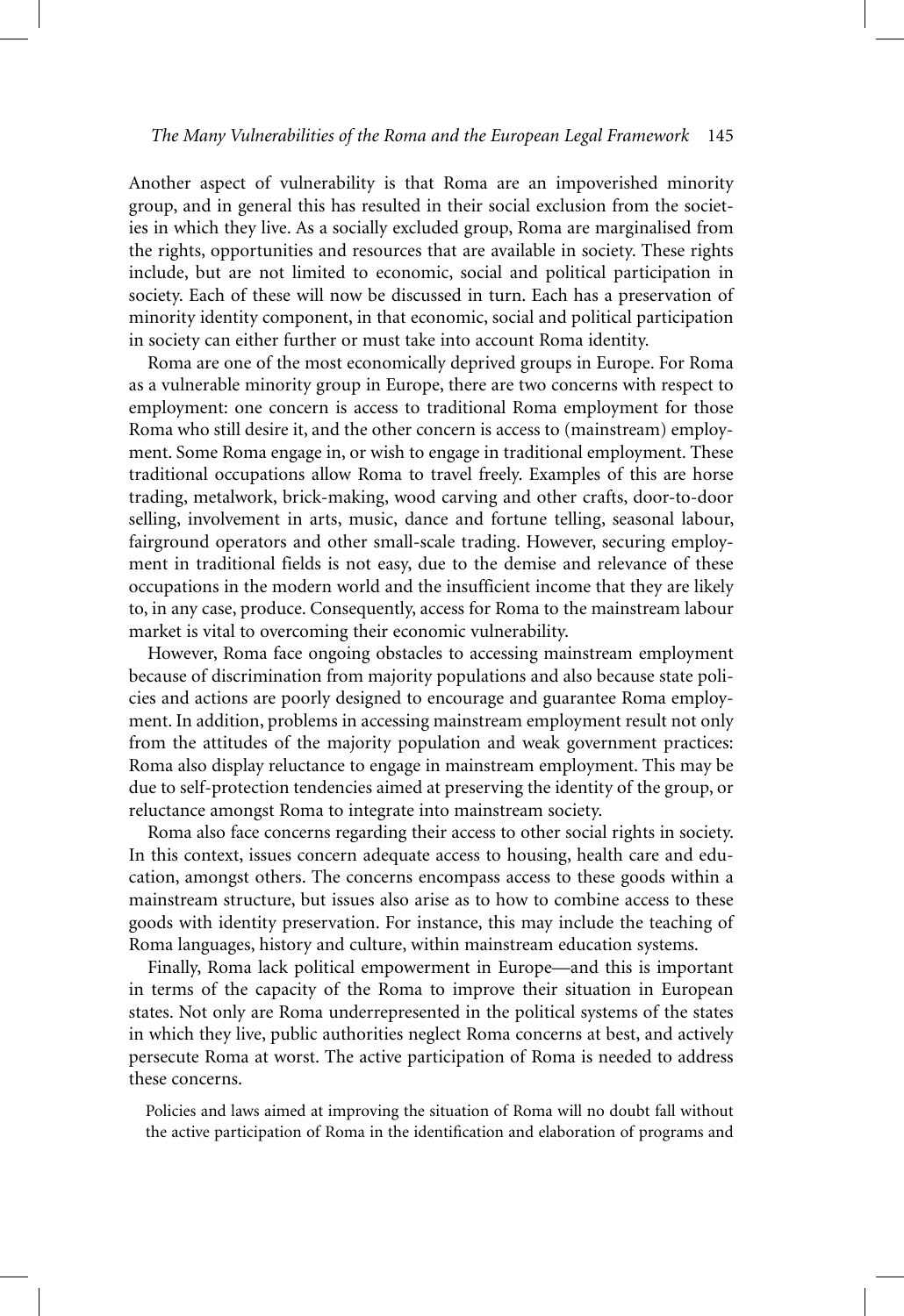Another aspect of vulnerability is that Roma are an impoverished minority group, and in general this has resulted in their social exclusion from the societies in which they live. As a socially excluded group, Roma are marginalised from the rights, opportunities and resources that are available in society. These rights include, but are not limited to economic, social and political participation in society. Each of these will now be discussed in turn. Each has a preservation of minority identity component, in that economic, social and political participation in society can either further or must take into account Roma identity.

Roma are one of the most economically deprived groups in Europe. For Roma as a vulnerable minority group in Europe, there are two concerns with respect to employment: one concern is access to traditional Roma employment for those Roma who still desire it, and the other concern is access to (mainstream) employment. Some Roma engage in, or wish to engage in traditional employment. These traditional occupations allow Roma to travel freely. Examples of this are horse trading, metalwork, brick-making, wood carving and other crafts, door-to-door selling, involvement in arts, music, dance and fortune telling, seasonal labour, fairground operators and other small-scale trading. However, securing employment in traditional fields is not easy, due to the demise and relevance of these occupations in the modern world and the insufficient income that they are likely to, in any case, produce. Consequently, access for Roma to the mainstream labour market is vital to overcoming their economic vulnerability.

However, Roma face ongoing obstacles to accessing mainstream employment because of discrimination from majority populations and also because state policies and actions are poorly designed to encourage and guarantee Roma employment. In addition, problems in accessing mainstream employment result not only from the attitudes of the majority population and weak government practices: Roma also display reluctance to engage in mainstream employment. This may be due to self-protection tendencies aimed at preserving the identity of the group, or reluctance amongst Roma to integrate into mainstream society.

Roma also face concerns regarding their access to other social rights in society. In this context, issues concern adequate access to housing, health care and education, amongst others. The concerns encompass access to these goods within a mainstream structure, but issues also arise as to how to combine access to these goods with identity preservation. For instance, this may include the teaching of Roma languages, history and culture, within mainstream education systems.

Finally, Roma lack political empowerment in Europe—and this is important in terms of the capacity of the Roma to improve their situation in European states. Not only are Roma underrepresented in the political systems of the states in which they live, public authorities neglect Roma concerns at best, and actively persecute Roma at worst. The active participation of Roma is needed to address these concerns.

> Policies and laws aimed at improving the situation of Roma will no doubt fall without the active participation of Roma in the identification and elaboration of programs and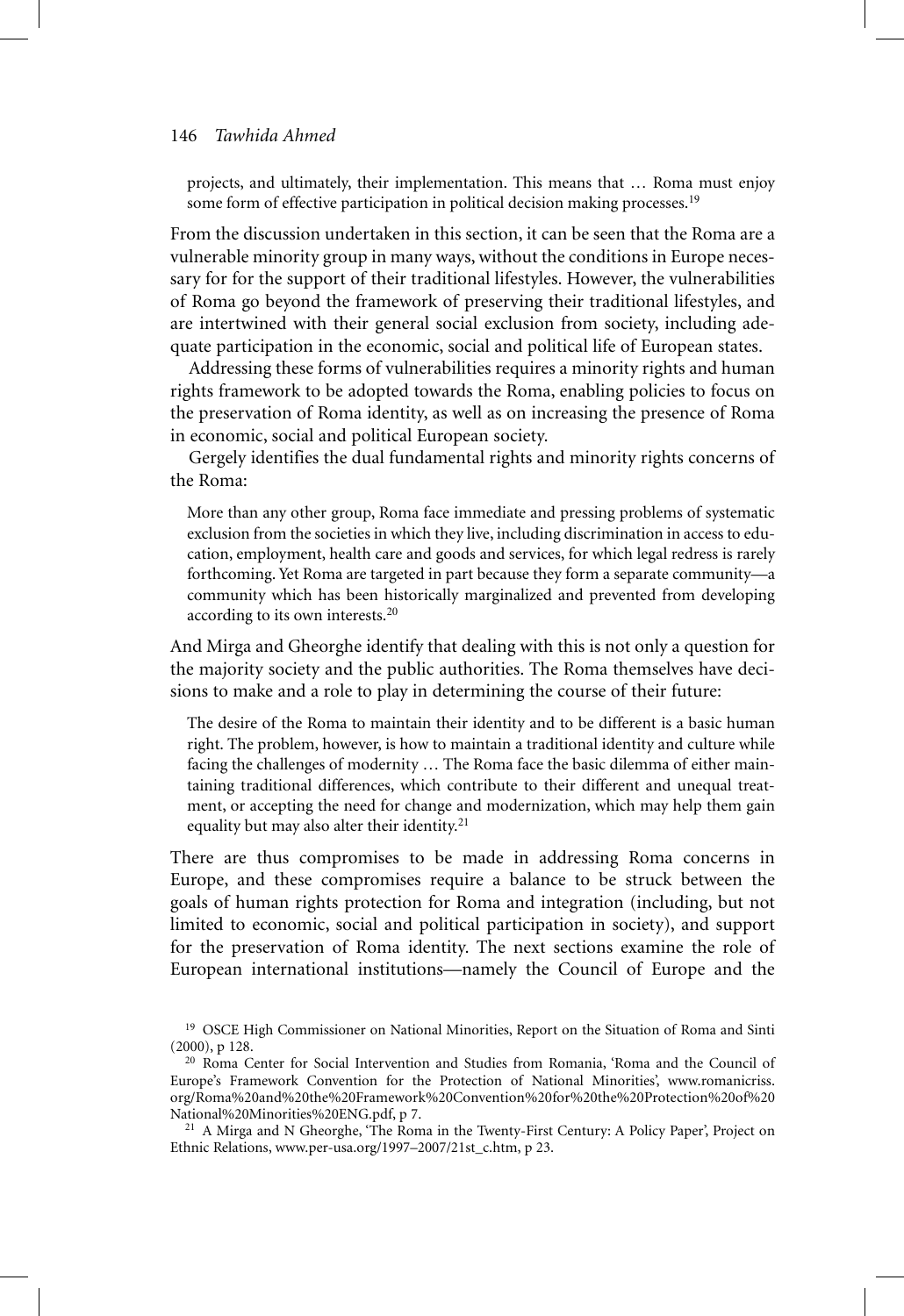projects, and ultimately, their implementation. This means that … Roma must enjoy some form of effective participation in political decision making processes.[19]

From the discussion undertaken in this section, it can be seen that the Roma are a vulnerable minority group in many ways, without the conditions in Europe necessary for for the support of their traditional lifestyles. However, the vulnerabilities of Roma go beyond the framework of preserving their traditional lifestyles, and are intertwined with their general social exclusion from society, including adequate participation in the economic, social and political life of European states.

Addressing these forms of vulnerabilities requires a minority rights and human rights framework to be adopted towards the Roma, enabling policies to focus on the preservation of Roma identity, as well as on increasing the presence of Roma in economic, social and political European society.

Gergely identifies the dual fundamental rights and minority rights concerns of the Roma:

> More than any other group, Roma face immediate and pressing problems of systematic exclusion from the societies in which they live, including discrimination in access to education, employment, health care and goods and services, for which legal redress is rarely forthcoming. Yet Roma are targeted in part because they form a separate community—a community which has been historically marginalized and prevented from developing according to its own interests.[20]

And Mirga and Gheorghe identify that dealing with this is not only a question for the majority society and the public authorities. The Roma themselves have decisions to make and a role to play in determining the course of their future:

> The desire of the Roma to maintain their identity and to be different is a basic human right. The problem, however, is how to maintain a traditional identity and culture while facing the challenges of modernity … The Roma face the basic dilemma of either maintaining traditional differences, which contribute to their different and unequal treatment, or accepting the need for change and modernization, which may help them gain equality but may also alter their identity.[21]

There are thus compromises to be made in addressing Roma concerns in Europe, and these compromises require a balance to be struck between the goals of human rights protection for Roma and integration (including, but not limited to economic, social and political participation in society), and support for the preservation of Roma identity. The next sections examine the role of European international institutions—namely the Council of Europe and the

---

[19] OSCE High Commissioner on National Minorities, Report on the Situation of Roma and Sinti (2000), p 128.

[20] Roma Center for Social Intervention and Studies from Romania, 'Roma and the Council of Europe's Framework Convention for the Protection of National Minorities', www.romanicriss.org/Roma%20and%20the%20Framework%20Convention%20for%20the%20Protection%20of%20National%20Minorities%20ENG.pdf, p 7.

[21] A Mirga and N Gheorghe, 'The Roma in the Twenty-First Century: A Policy Paper', Project on Ethnic Relations, www.per-usa.org/1997–2007/21st_c.htm, p 23.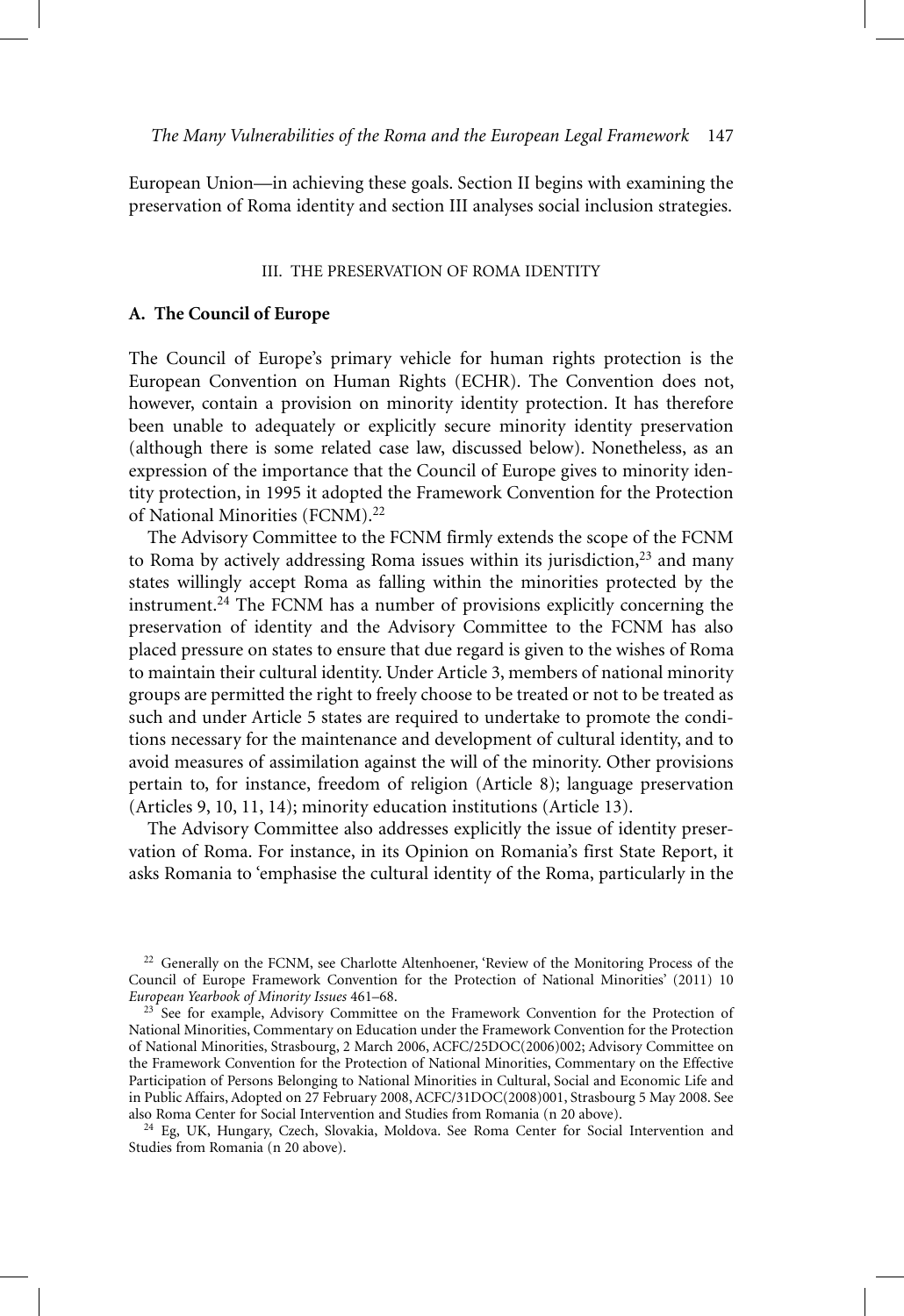European Union—in achieving these goals. Section II begins with examining the preservation of Roma identity and section III analyses social inclusion strategies.

## III. THE PRESERVATION OF ROMA IDENTITY

### A. The Council of Europe

The Council of Europe's primary vehicle for human rights protection is the European Convention on Human Rights (ECHR). The Convention does not, however, contain a provision on minority identity protection. It has therefore been unable to adequately or explicitly secure minority identity preservation (although there is some related case law, discussed below). Nonetheless, as an expression of the importance that the Council of Europe gives to minority identity protection, in 1995 it adopted the Framework Convention for the Protection of National Minorities (FCNM).[22]

The Advisory Committee to the FCNM firmly extends the scope of the FCNM to Roma by actively addressing Roma issues within its jurisdiction,[23] and many states willingly accept Roma as falling within the minorities protected by the instrument.[24] The FCNM has a number of provisions explicitly concerning the preservation of identity and the Advisory Committee to the FCNM has also placed pressure on states to ensure that due regard is given to the wishes of Roma to maintain their cultural identity. Under Article 3, members of national minority groups are permitted the right to freely choose to be treated or not to be treated as such and under Article 5 states are required to undertake to promote the conditions necessary for the maintenance and development of cultural identity, and to avoid measures of assimilation against the will of the minority. Other provisions pertain to, for instance, freedom of religion (Article 8); language preservation (Articles 9, 10, 11, 14); minority education institutions (Article 13).

The Advisory Committee also addresses explicitly the issue of identity preservation of Roma. For instance, in its Opinion on Romania's first State Report, it asks Romania to 'emphasise the cultural identity of the Roma, particularly in the

---

[22] Generally on the FCNM, see Charlotte Altenhoener, 'Review of the Monitoring Process of the Council of Europe Framework Convention for the Protection of National Minorities' (2011) 10 *European Yearbook of Minority Issues* 461–68.

[23] See for example, Advisory Committee on the Framework Convention for the Protection of National Minorities, Commentary on Education under the Framework Convention for the Protection of National Minorities, Strasbourg, 2 March 2006, ACFC/25DOC(2006)002; Advisory Committee on the Framework Convention for the Protection of National Minorities, Commentary on the Effective Participation of Persons Belonging to National Minorities in Cultural, Social and Economic Life and in Public Affairs, Adopted on 27 February 2008, ACFC/31DOC(2008)001, Strasbourg 5 May 2008. See also Roma Center for Social Intervention and Studies from Romania (n 20 above).

[24] Eg, UK, Hungary, Czech, Slovakia, Moldova. See Roma Center for Social Intervention and Studies from Romania (n 20 above).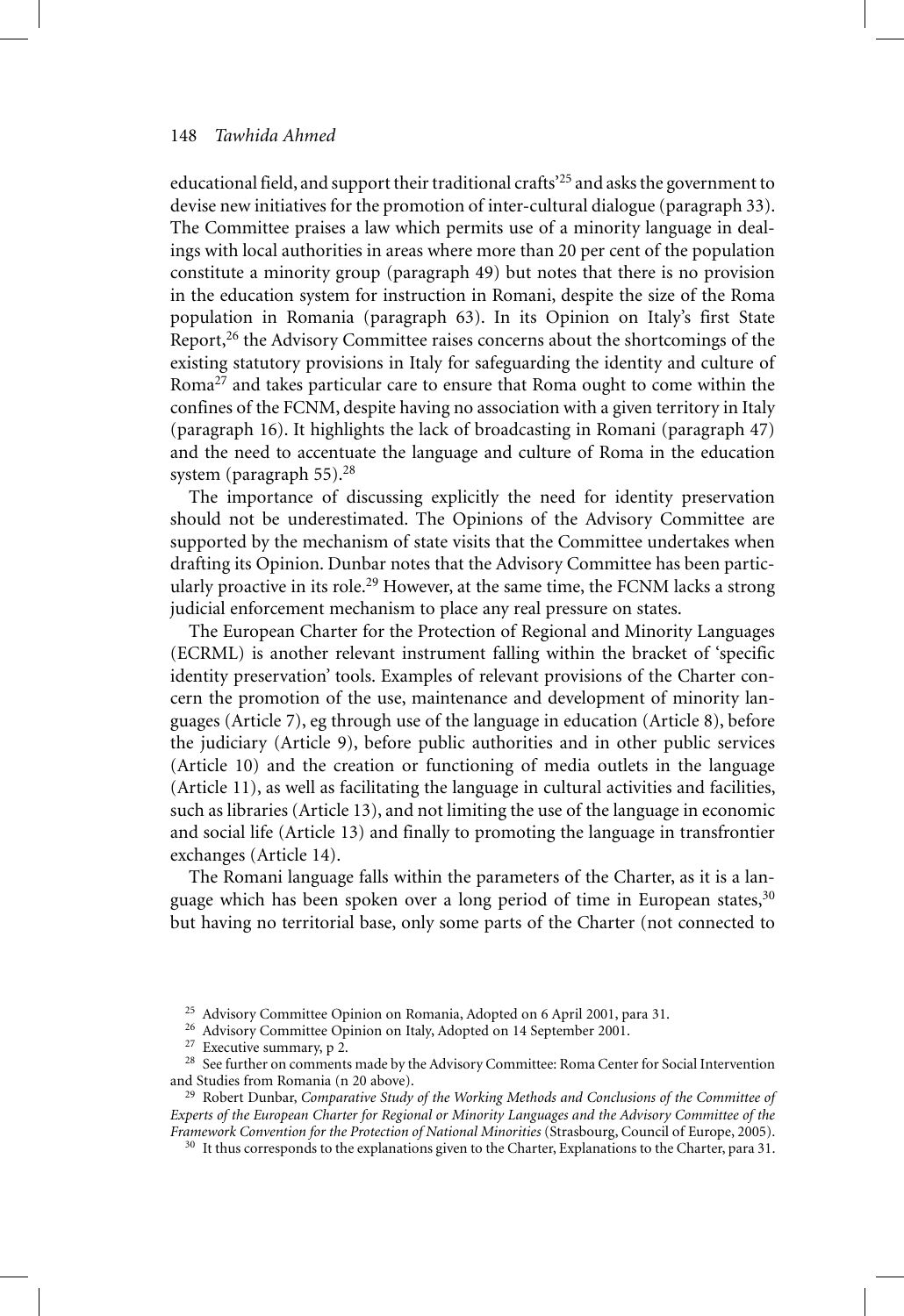educational field, and support their traditional crafts'[25] and asks the government to devise new initiatives for the promotion of inter-cultural dialogue (paragraph 33). The Committee praises a law which permits use of a minority language in dealings with local authorities in areas where more than 20 per cent of the population constitute a minority group (paragraph 49) but notes that there is no provision in the education system for instruction in Romani, despite the size of the Roma population in Romania (paragraph 63). In its Opinion on Italy's first State Report,[26] the Advisory Committee raises concerns about the shortcomings of the existing statutory provisions in Italy for safeguarding the identity and culture of Roma[27] and takes particular care to ensure that Roma ought to come within the confines of the FCNM, despite having no association with a given territory in Italy (paragraph 16). It highlights the lack of broadcasting in Romani (paragraph 47) and the need to accentuate the language and culture of Roma in the education system (paragraph 55).[28]

The importance of discussing explicitly the need for identity preservation should not be underestimated. The Opinions of the Advisory Committee are supported by the mechanism of state visits that the Committee undertakes when drafting its Opinion. Dunbar notes that the Advisory Committee has been particularly proactive in its role.[29] However, at the same time, the FCNM lacks a strong judicial enforcement mechanism to place any real pressure on states.

The European Charter for the Protection of Regional and Minority Languages (ECRML) is another relevant instrument falling within the bracket of 'specific identity preservation' tools. Examples of relevant provisions of the Charter concern the promotion of the use, maintenance and development of minority languages (Article 7), eg through use of the language in education (Article 8), before the judiciary (Article 9), before public authorities and in other public services (Article 10) and the creation or functioning of media outlets in the language (Article 11), as well as facilitating the language in cultural activities and facilities, such as libraries (Article 13), and not limiting the use of the language in economic and social life (Article 13) and finally to promoting the language in transfrontier exchanges (Article 14).

The Romani language falls within the parameters of the Charter, as it is a language which has been spoken over a long period of time in European states,[30] but having no territorial base, only some parts of the Charter (not connected to

---

[25] Advisory Committee Opinion on Romania, Adopted on 6 April 2001, para 31.

[26] Advisory Committee Opinion on Italy, Adopted on 14 September 2001.

[27] Executive summary, p 2.

[28] See further on comments made by the Advisory Committee: Roma Center for Social Intervention and Studies from Romania (n 20 above).

[29] Robert Dunbar, *Comparative Study of the Working Methods and Conclusions of the Committee of Experts of the European Charter for Regional or Minority Languages and the Advisory Committee of the Framework Convention for the Protection of National Minorities* (Strasbourg, Council of Europe, 2005).

[30] It thus corresponds to the explanations given to the Charter, Explanations to the Charter, para 31.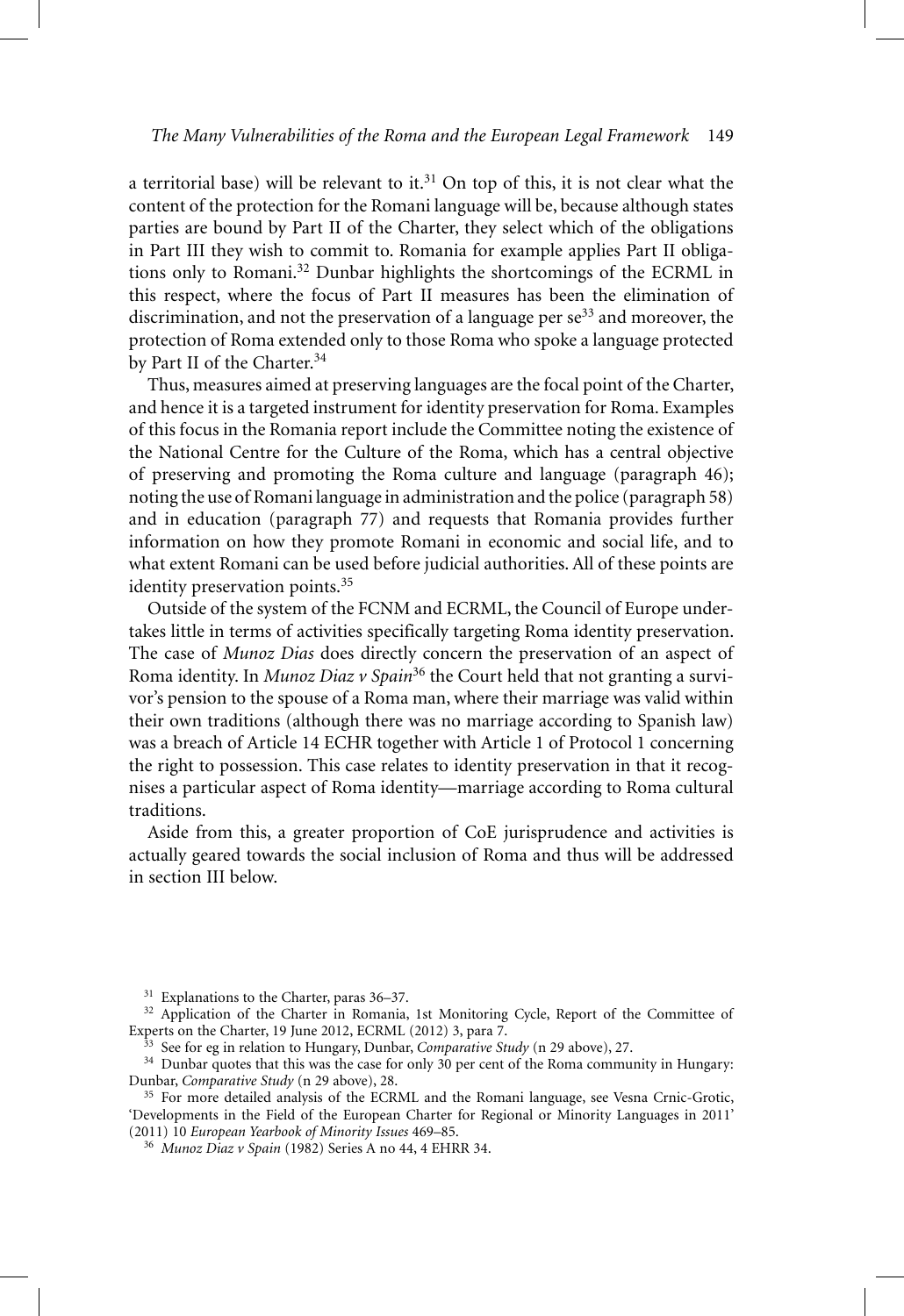a territorial base) will be relevant to it.[31] On top of this, it is not clear what the content of the protection for the Romani language will be, because although states parties are bound by Part II of the Charter, they select which of the obligations in Part III they wish to commit to. Romania for example applies Part II obligations only to Romani.[32] Dunbar highlights the shortcomings of the ECRML in this respect, where the focus of Part II measures has been the elimination of discrimination, and not the preservation of a language per se[33] and moreover, the protection of Roma extended only to those Roma who spoke a language protected by Part II of the Charter.[34]

Thus, measures aimed at preserving languages are the focal point of the Charter, and hence it is a targeted instrument for identity preservation for Roma. Examples of this focus in the Romania report include the Committee noting the existence of the National Centre for the Culture of the Roma, which has a central objective of preserving and promoting the Roma culture and language (paragraph 46); noting the use of Romani language in administration and the police (paragraph 58) and in education (paragraph 77) and requests that Romania provides further information on how they promote Romani in economic and social life, and to what extent Romani can be used before judicial authorities. All of these points are identity preservation points.[35]

Outside of the system of the FCNM and ECRML, the Council of Europe undertakes little in terms of activities specifically targeting Roma identity preservation. The case of *Munoz Dias* does directly concern the preservation of an aspect of Roma identity. In *Munoz Diaz v Spain*[36] the Court held that not granting a survivor's pension to the spouse of a Roma man, where their marriage was valid within their own traditions (although there was no marriage according to Spanish law) was a breach of Article 14 ECHR together with Article 1 of Protocol 1 concerning the right to possession. This case relates to identity preservation in that it recognises a particular aspect of Roma identity—marriage according to Roma cultural traditions.

Aside from this, a greater proportion of CoE jurisprudence and activities is actually geared towards the social inclusion of Roma and thus will be addressed in section III below.

---

[31] Explanations to the Charter, paras 36–37.

[32] Application of the Charter in Romania, 1st Monitoring Cycle, Report of the Committee of Experts on the Charter, 19 June 2012, ECRML (2012) 3, para 7.

[33] See for eg in relation to Hungary, Dunbar, *Comparative Study* (n 29 above), 27.

[34] Dunbar quotes that this was the case for only 30 per cent of the Roma community in Hungary: Dunbar, *Comparative Study* (n 29 above), 28.

[35] For more detailed analysis of the ECRML and the Romani language, see Vesna Crnic-Grotic, 'Developments in the Field of the European Charter for Regional or Minority Languages in 2011' (2011) 10 *European Yearbook of Minority Issues* 469–85.

[36] *Munoz Diaz v Spain* (1982) Series A no 44, 4 EHRR 34.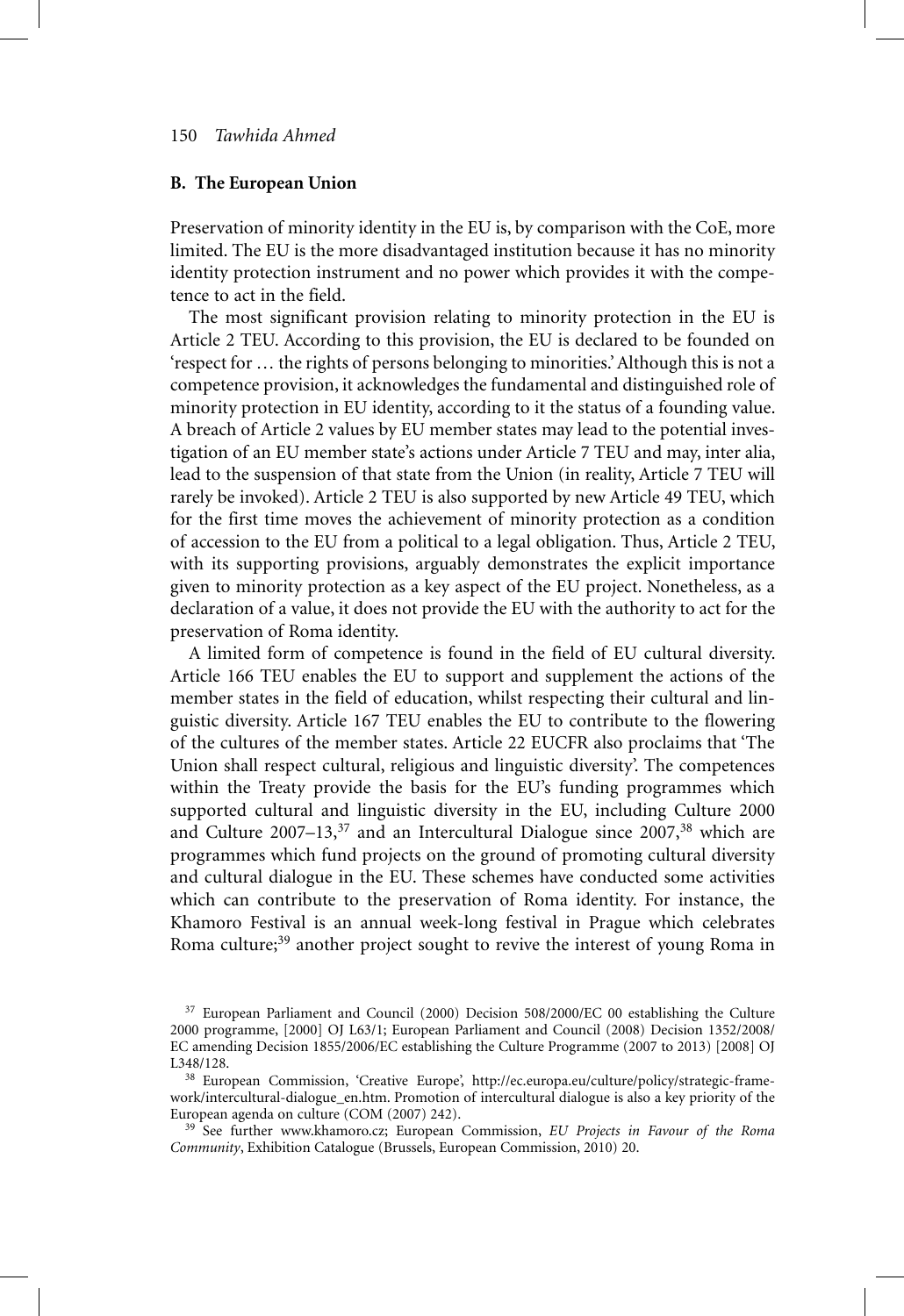### B. The European Union

Preservation of minority identity in the EU is, by comparison with the CoE, more limited. The EU is the more disadvantaged institution because it has no minority identity protection instrument and no power which provides it with the competence to act in the field.

The most significant provision relating to minority protection in the EU is Article 2 TEU. According to this provision, the EU is declared to be founded on 'respect for … the rights of persons belonging to minorities.' Although this is not a competence provision, it acknowledges the fundamental and distinguished role of minority protection in EU identity, according to it the status of a founding value. A breach of Article 2 values by EU member states may lead to the potential investigation of an EU member state's actions under Article 7 TEU and may, inter alia, lead to the suspension of that state from the Union (in reality, Article 7 TEU will rarely be invoked). Article 2 TEU is also supported by new Article 49 TEU, which for the first time moves the achievement of minority protection as a condition of accession to the EU from a political to a legal obligation. Thus, Article 2 TEU, with its supporting provisions, arguably demonstrates the explicit importance given to minority protection as a key aspect of the EU project. Nonetheless, as a declaration of a value, it does not provide the EU with the authority to act for the preservation of Roma identity.

A limited form of competence is found in the field of EU cultural diversity. Article 166 TEU enables the EU to support and supplement the actions of the member states in the field of education, whilst respecting their cultural and linguistic diversity. Article 167 TEU enables the EU to contribute to the flowering of the cultures of the member states. Article 22 EUCFR also proclaims that 'The Union shall respect cultural, religious and linguistic diversity'. The competences within the Treaty provide the basis for the EU's funding programmes which supported cultural and linguistic diversity in the EU, including Culture 2000 and Culture 2007–13,[37] and an Intercultural Dialogue since 2007,[38] which are programmes which fund projects on the ground of promoting cultural diversity and cultural dialogue in the EU. These schemes have conducted some activities which can contribute to the preservation of Roma identity. For instance, the Khamoro Festival is an annual week-long festival in Prague which celebrates Roma culture;[39] another project sought to revive the interest of young Roma in

---

[37] European Parliament and Council (2000) Decision 508/2000/EC 00 establishing the Culture 2000 programme, [2000] OJ L63/1; European Parliament and Council (2008) Decision 1352/2008/EC amending Decision 1855/2006/EC establishing the Culture Programme (2007 to 2013) [2008] OJ L348/128.

[38] European Commission, 'Creative Europe', http://ec.europa.eu/culture/policy/strategic-framework/intercultural-dialogue_en.htm. Promotion of intercultural dialogue is also a key priority of the European agenda on culture (COM (2007) 242).

[39] See further www.khamoro.cz; European Commission, *EU Projects in Favour of the Roma Community*, Exhibition Catalogue (Brussels, European Commission, 2010) 20.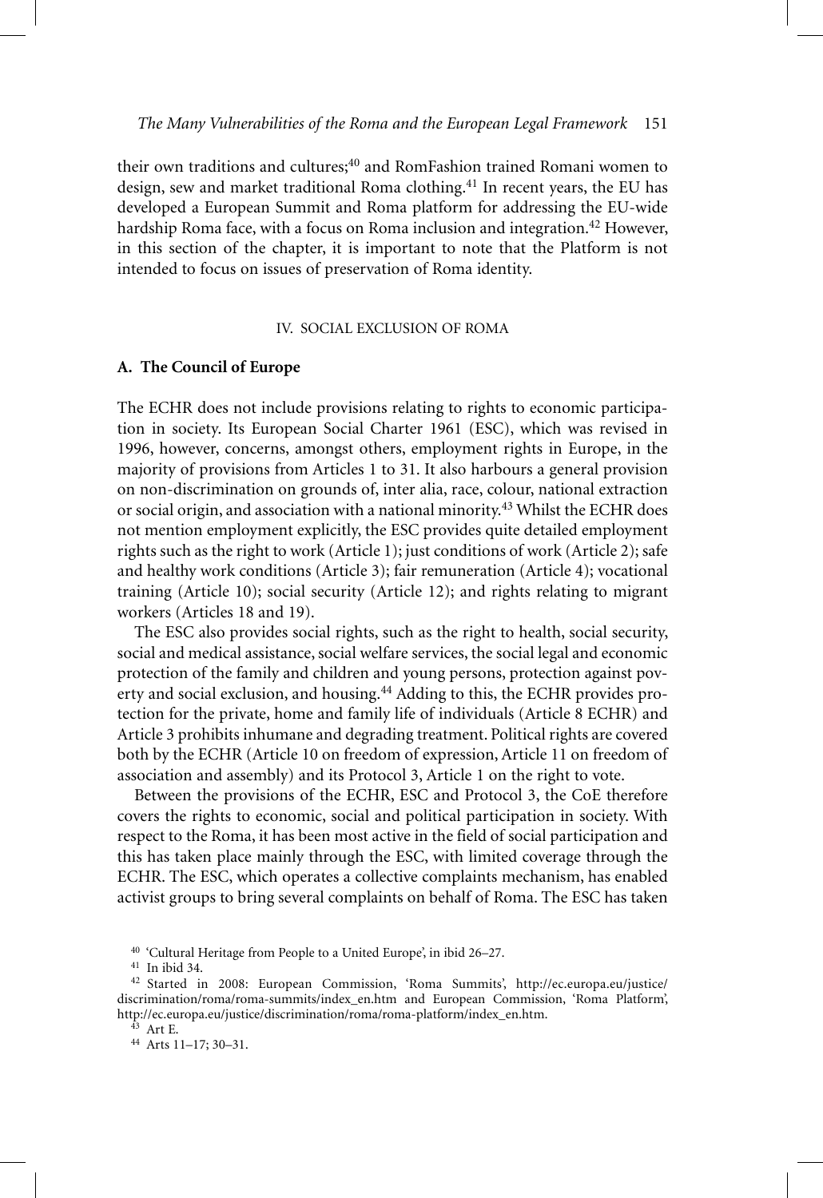their own traditions and cultures;[40] and RomFashion trained Romani women to design, sew and market traditional Roma clothing.[41] In recent years, the EU has developed a European Summit and Roma platform for addressing the EU-wide hardship Roma face, with a focus on Roma inclusion and integration.[42] However, in this section of the chapter, it is important to note that the Platform is not intended to focus on issues of preservation of Roma identity.

## IV. SOCIAL EXCLUSION OF ROMA

### A. The Council of Europe

The ECHR does not include provisions relating to rights to economic participation in society. Its European Social Charter 1961 (ESC), which was revised in 1996, however, concerns, amongst others, employment rights in Europe, in the majority of provisions from Articles 1 to 31. It also harbours a general provision on non-discrimination on grounds of, inter alia, race, colour, national extraction or social origin, and association with a national minority.[43] Whilst the ECHR does not mention employment explicitly, the ESC provides quite detailed employment rights such as the right to work (Article 1); just conditions of work (Article 2); safe and healthy work conditions (Article 3); fair remuneration (Article 4); vocational training (Article 10); social security (Article 12); and rights relating to migrant workers (Articles 18 and 19).

The ESC also provides social rights, such as the right to health, social security, social and medical assistance, social welfare services, the social legal and economic protection of the family and children and young persons, protection against poverty and social exclusion, and housing.[44] Adding to this, the ECHR provides protection for the private, home and family life of individuals (Article 8 ECHR) and Article 3 prohibits inhumane and degrading treatment. Political rights are covered both by the ECHR (Article 10 on freedom of expression, Article 11 on freedom of association and assembly) and its Protocol 3, Article 1 on the right to vote.

Between the provisions of the ECHR, ESC and Protocol 3, the CoE therefore covers the rights to economic, social and political participation in society. With respect to the Roma, it has been most active in the field of social participation and this has taken place mainly through the ESC, with limited coverage through the ECHR. The ESC, which operates a collective complaints mechanism, has enabled activist groups to bring several complaints on behalf of Roma. The ESC has taken

---

[40] 'Cultural Heritage from People to a United Europe', in ibid 26–27.

[41] In ibid 34.

[42] Started in 2008: European Commission, 'Roma Summits', http://ec.europa.eu/justice/discrimination/roma/roma-summits/index_en.htm and European Commission, 'Roma Platform', http://ec.europa.eu/justice/discrimination/roma/roma-platform/index_en.htm.

[43] Art E.

[44] Arts 11–17; 30–31.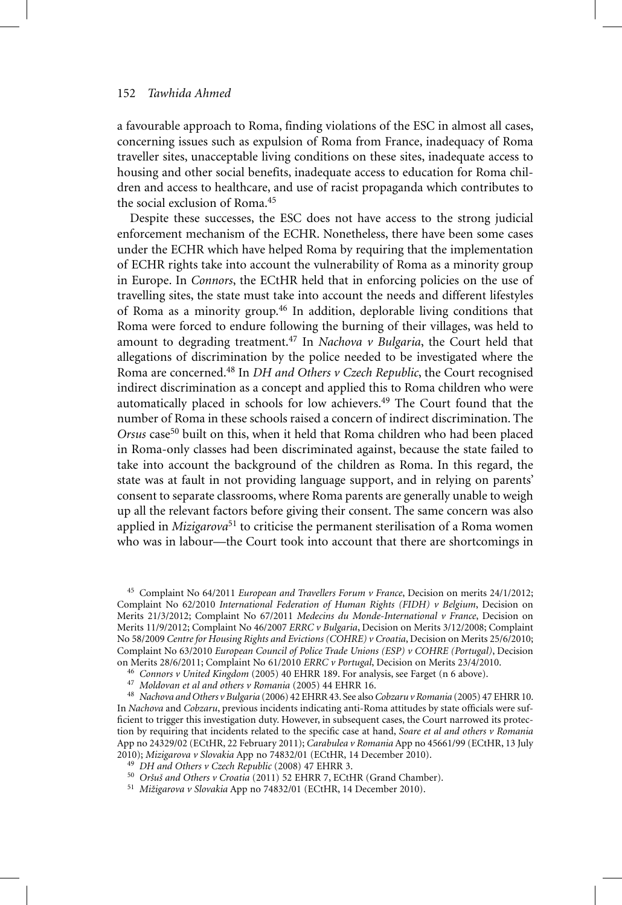a favourable approach to Roma, finding violations of the ESC in almost all cases, concerning issues such as expulsion of Roma from France, inadequacy of Roma traveller sites, unacceptable living conditions on these sites, inadequate access to housing and other social benefits, inadequate access to education for Roma children and access to healthcare, and use of racist propaganda which contributes to the social exclusion of Roma.[45]

Despite these successes, the ESC does not have access to the strong judicial enforcement mechanism of the ECHR. Nonetheless, there have been some cases under the ECHR which have helped Roma by requiring that the implementation of ECHR rights take into account the vulnerability of Roma as a minority group in Europe. In *Connors*, the ECtHR held that in enforcing policies on the use of travelling sites, the state must take into account the needs and different lifestyles of Roma as a minority group.[46] In addition, deplorable living conditions that Roma were forced to endure following the burning of their villages, was held to amount to degrading treatment.[47] In *Nachova v Bulgaria*, the Court held that allegations of discrimination by the police needed to be investigated where the Roma are concerned.[48] In *DH and Others v Czech Republic*, the Court recognised indirect discrimination as a concept and applied this to Roma children who were automatically placed in schools for low achievers.[49] The Court found that the number of Roma in these schools raised a concern of indirect discrimination. The *Orsus* case[50] built on this, when it held that Roma children who had been placed in Roma-only classes had been discriminated against, because the state failed to take into account the background of the children as Roma. In this regard, the state was at fault in not providing language support, and in relying on parents' consent to separate classrooms, where Roma parents are generally unable to weigh up all the relevant factors before giving their consent. The same concern was also applied in *Mizigarova*[51] to criticise the permanent sterilisation of a Roma women who was in labour—the Court took into account that there are shortcomings in

---

[45] Complaint No 64/2011 *European and Travellers Forum v France*, Decision on merits 24/1/2012; Complaint No 62/2010 *International Federation of Human Rights (FIDH) v Belgium*, Decision on Merits 21/3/2012; Complaint No 67/2011 *Medecins du Monde-International v France*, Decision on Merits 11/9/2012; Complaint No 46/2007 *ERRC v Bulgaria*, Decision on Merits 3/12/2008; Complaint No 58/2009 *Centre for Housing Rights and Evictions (COHRE) v Croatia*, Decision on Merits 25/6/2010; Complaint No 63/2010 *European Council of Police Trade Unions (ESP) v COHRE (Portugal)*, Decision on Merits 28/6/2011; Complaint No 61/2010 *ERRC v Portugal*, Decision on Merits 23/4/2010.

[46] *Connors v United Kingdom* (2005) 40 EHRR 189. For analysis, see Farget (n 6 above).

[47] *Moldovan et al and others v Romania* (2005) 44 EHRR 16.

[48] *Nachova and Others v Bulgaria* (2006) 42 EHRR 43. See also *Cobzaru v Romania* (2005) 47 EHRR 10. In *Nachova* and *Cobzaru*, previous incidents indicating anti-Roma attitudes by state officials were sufficient to trigger this investigation duty. However, in subsequent cases, the Court narrowed its protection by requiring that incidents related to the specific case at hand, *Soare et al and others v Romania* App no 24329/02 (ECtHR, 22 February 2011); *Carabulea v Romania* App no 45661/99 (ECtHR, 13 July 2010); *Mizigarova v Slovakia* App no 74832/01 (ECtHR, 14 December 2010).

[49] *DH and Others v Czech Republic* (2008) 47 EHRR 3.

[50] *Oršuš and Others v Croatia* (2011) 52 EHRR 7, ECtHR (Grand Chamber).

[51] *Mižigarova v Slovakia* App no 74832/01 (ECtHR, 14 December 2010).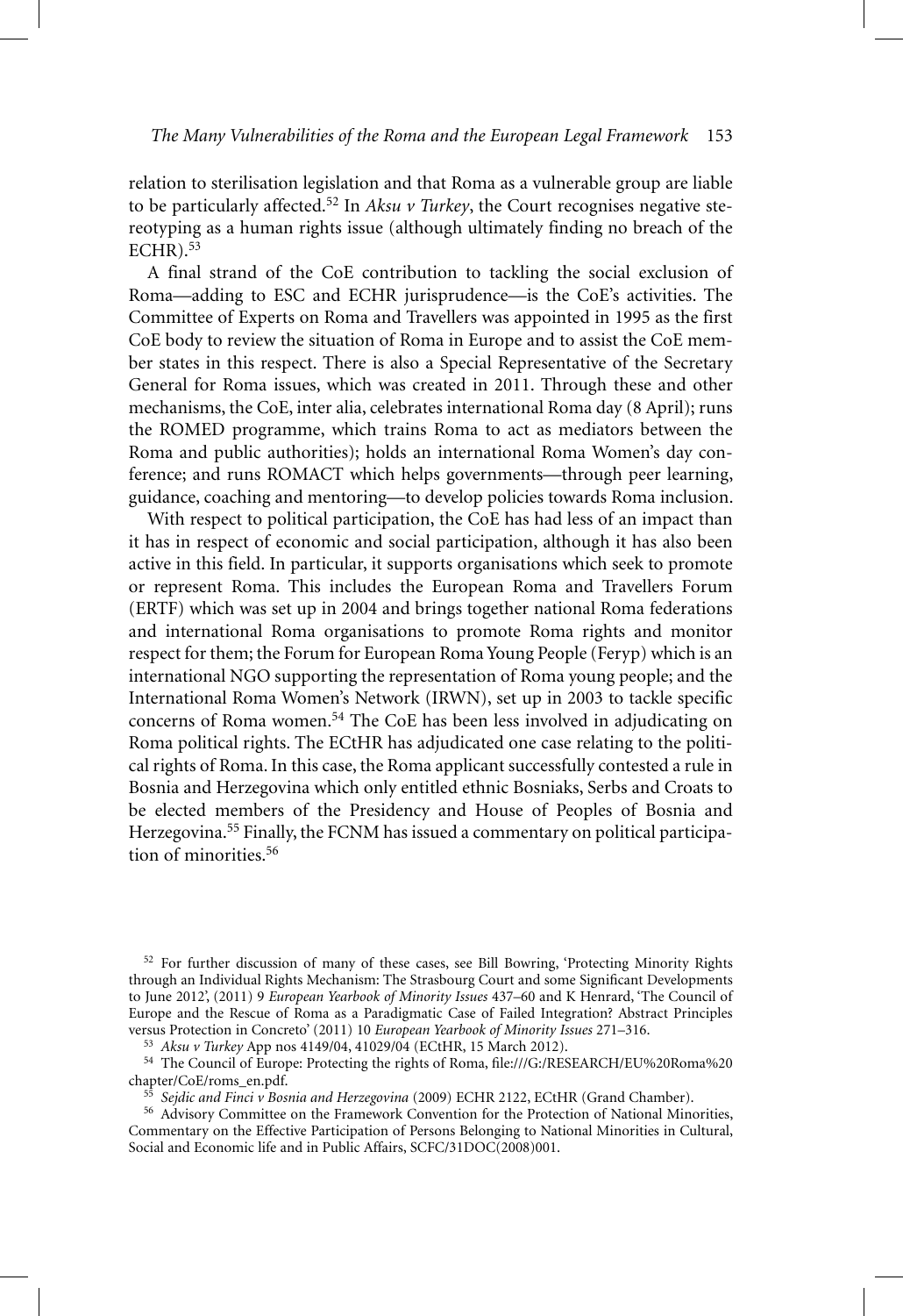relation to sterilisation legislation and that Roma as a vulnerable group are liable to be particularly affected.[52] In *Aksu v Turkey*, the Court recognises negative stereotyping as a human rights issue (although ultimately finding no breach of the ECHR).[53]

A final strand of the CoE contribution to tackling the social exclusion of Roma—adding to ESC and ECHR jurisprudence—is the CoE's activities. The Committee of Experts on Roma and Travellers was appointed in 1995 as the first CoE body to review the situation of Roma in Europe and to assist the CoE member states in this respect. There is also a Special Representative of the Secretary General for Roma issues, which was created in 2011. Through these and other mechanisms, the CoE, inter alia, celebrates international Roma day (8 April); runs the ROMED programme, which trains Roma to act as mediators between the Roma and public authorities); holds an international Roma Women's day conference; and runs ROMACT which helps governments—through peer learning, guidance, coaching and mentoring—to develop policies towards Roma inclusion.

With respect to political participation, the CoE has had less of an impact than it has in respect of economic and social participation, although it has also been active in this field. In particular, it supports organisations which seek to promote or represent Roma. This includes the European Roma and Travellers Forum (ERTF) which was set up in 2004 and brings together national Roma federations and international Roma organisations to promote Roma rights and monitor respect for them; the Forum for European Roma Young People (Feryp) which is an international NGO supporting the representation of Roma young people; and the International Roma Women's Network (IRWN), set up in 2003 to tackle specific concerns of Roma women.[54] The CoE has been less involved in adjudicating on Roma political rights. The ECtHR has adjudicated one case relating to the political rights of Roma. In this case, the Roma applicant successfully contested a rule in Bosnia and Herzegovina which only entitled ethnic Bosniaks, Serbs and Croats to be elected members of the Presidency and House of Peoples of Bosnia and Herzegovina.[55] Finally, the FCNM has issued a commentary on political participation of minorities.[56]

---

[52] For further discussion of many of these cases, see Bill Bowring, 'Protecting Minority Rights through an Individual Rights Mechanism: The Strasbourg Court and some Significant Developments to June 2012', (2011) 9 *European Yearbook of Minority Issues* 437–60 and K Henrard, 'The Council of Europe and the Rescue of Roma as a Paradigmatic Case of Failed Integration? Abstract Principles versus Protection in Concreto' (2011) 10 *European Yearbook of Minority Issues* 271–316.

[53] *Aksu v Turkey* App nos 4149/04, 41029/04 (ECtHR, 15 March 2012).

[54] The Council of Europe: Protecting the rights of Roma, file:///G:/RESEARCH/EU%20Roma%20chapter/CoE/roms_en.pdf.

[55] *Sejdic and Finci v Bosnia and Herzegovina* (2009) ECHR 2122, ECtHR (Grand Chamber).

[56] Advisory Committee on the Framework Convention for the Protection of National Minorities, Commentary on the Effective Participation of Persons Belonging to National Minorities in Cultural, Social and Economic life and in Public Affairs, SCFC/31DOC(2008)001.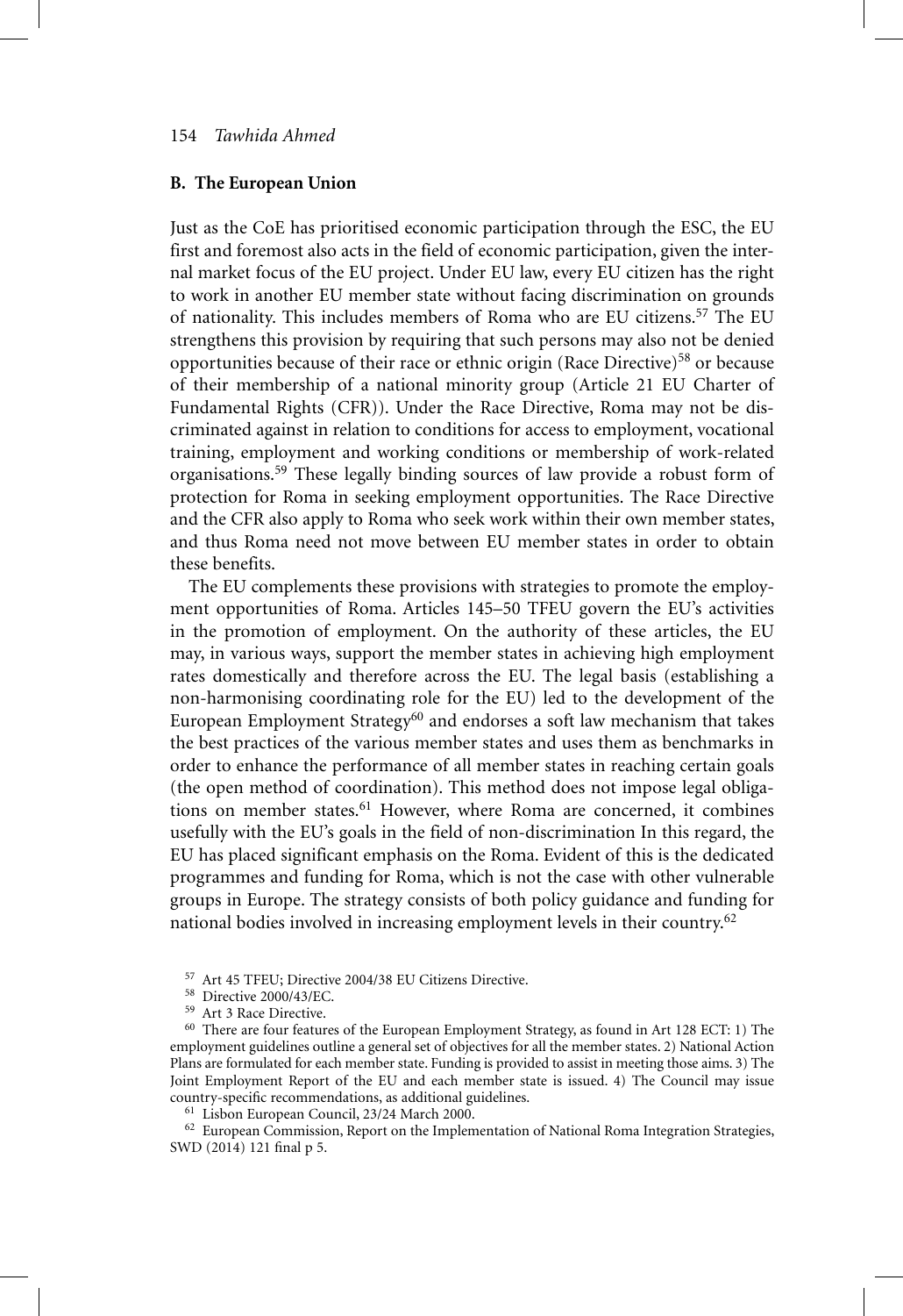### B. The European Union

Just as the CoE has prioritised economic participation through the ESC, the EU first and foremost also acts in the field of economic participation, given the internal market focus of the EU project. Under EU law, every EU citizen has the right to work in another EU member state without facing discrimination on grounds of nationality. This includes members of Roma who are EU citizens.[57] The EU strengthens this provision by requiring that such persons may also not be denied opportunities because of their race or ethnic origin (Race Directive)[58] or because of their membership of a national minority group (Article 21 EU Charter of Fundamental Rights (CFR)). Under the Race Directive, Roma may not be discriminated against in relation to conditions for access to employment, vocational training, employment and working conditions or membership of work-related organisations.[59] These legally binding sources of law provide a robust form of protection for Roma in seeking employment opportunities. The Race Directive and the CFR also apply to Roma who seek work within their own member states, and thus Roma need not move between EU member states in order to obtain these benefits.

The EU complements these provisions with strategies to promote the employment opportunities of Roma. Articles 145–50 TFEU govern the EU's activities in the promotion of employment. On the authority of these articles, the EU may, in various ways, support the member states in achieving high employment rates domestically and therefore across the EU. The legal basis (establishing a non-harmonising coordinating role for the EU) led to the development of the European Employment Strategy[60] and endorses a soft law mechanism that takes the best practices of the various member states and uses them as benchmarks in order to enhance the performance of all member states in reaching certain goals (the open method of coordination). This method does not impose legal obligations on member states.[61] However, where Roma are concerned, it combines usefully with the EU's goals in the field of non-discrimination In this regard, the EU has placed significant emphasis on the Roma. Evident of this is the dedicated programmes and funding for Roma, which is not the case with other vulnerable groups in Europe. The strategy consists of both policy guidance and funding for national bodies involved in increasing employment levels in their country.[62]

---

[57] Art 45 TFEU; Directive 2004/38 EU Citizens Directive.

[58] Directive 2000/43/EC.

[59] Art 3 Race Directive.

[60] There are four features of the European Employment Strategy, as found in Art 128 ECT: 1) The employment guidelines outline a general set of objectives for all the member states. 2) National Action Plans are formulated for each member state. Funding is provided to assist in meeting those aims. 3) The Joint Employment Report of the EU and each member state is issued. 4) The Council may issue country-specific recommendations, as additional guidelines.

[61] Lisbon European Council, 23/24 March 2000.

[62] European Commission, Report on the Implementation of National Roma Integration Strategies, SWD (2014) 121 final p 5.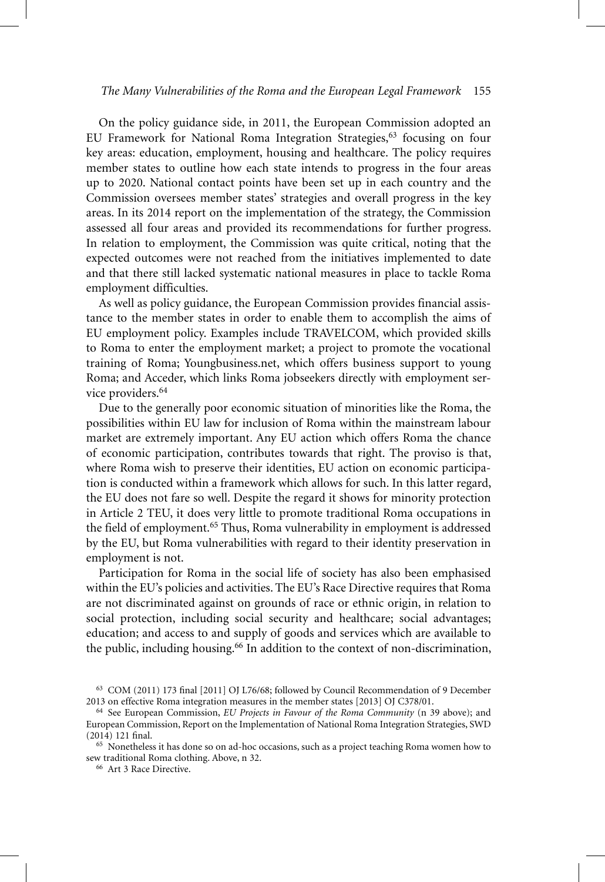On the policy guidance side, in 2011, the European Commission adopted an EU Framework for National Roma Integration Strategies,[63] focusing on four key areas: education, employment, housing and healthcare. The policy requires member states to outline how each state intends to progress in the four areas up to 2020. National contact points have been set up in each country and the Commission oversees member states' strategies and overall progress in the key areas. In its 2014 report on the implementation of the strategy, the Commission assessed all four areas and provided its recommendations for further progress. In relation to employment, the Commission was quite critical, noting that the expected outcomes were not reached from the initiatives implemented to date and that there still lacked systematic national measures in place to tackle Roma employment difficulties.

As well as policy guidance, the European Commission provides financial assistance to the member states in order to enable them to accomplish the aims of EU employment policy. Examples include TRAVELCOM, which provided skills to Roma to enter the employment market; a project to promote the vocational training of Roma; Youngbusiness.net, which offers business support to young Roma; and Acceder, which links Roma jobseekers directly with employment service providers.[64]

Due to the generally poor economic situation of minorities like the Roma, the possibilities within EU law for inclusion of Roma within the mainstream labour market are extremely important. Any EU action which offers Roma the chance of economic participation, contributes towards that right. The proviso is that, where Roma wish to preserve their identities, EU action on economic participation is conducted within a framework which allows for such. In this latter regard, the EU does not fare so well. Despite the regard it shows for minority protection in Article 2 TEU, it does very little to promote traditional Roma occupations in the field of employment.[65] Thus, Roma vulnerability in employment is addressed by the EU, but Roma vulnerabilities with regard to their identity preservation in employment is not.

Participation for Roma in the social life of society has also been emphasised within the EU's policies and activities. The EU's Race Directive requires that Roma are not discriminated against on grounds of race or ethnic origin, in relation to social protection, including social security and healthcare; social advantages; education; and access to and supply of goods and services which are available to the public, including housing.[66] In addition to the context of non-discrimination,

---

[63] COM (2011) 173 final [2011] OJ L76/68; followed by Council Recommendation of 9 December 2013 on effective Roma integration measures in the member states [2013] OJ C378/01.

[64] See European Commission, *EU Projects in Favour of the Roma Community* (n 39 above); and European Commission, Report on the Implementation of National Roma Integration Strategies, SWD (2014) 121 final.

[65] Nonetheless it has done so on ad-hoc occasions, such as a project teaching Roma women how to sew traditional Roma clothing. Above, n 32.

[66] Art 3 Race Directive.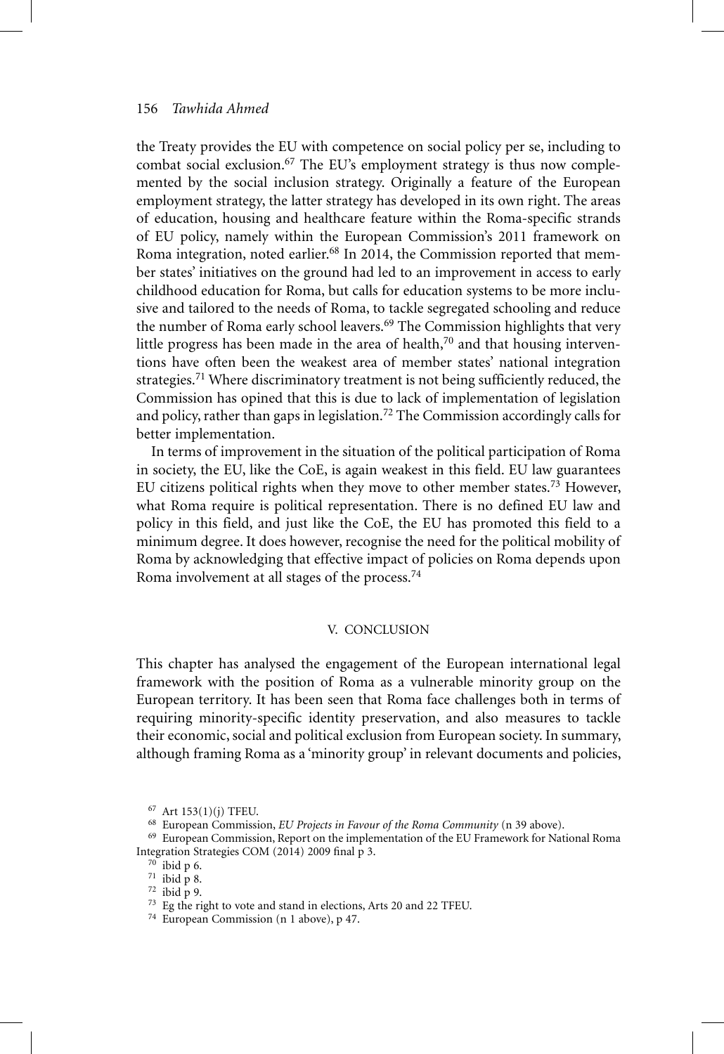the Treaty provides the EU with competence on social policy per se, including to combat social exclusion.[67] The EU's employment strategy is thus now complemented by the social inclusion strategy. Originally a feature of the European employment strategy, the latter strategy has developed in its own right. The areas of education, housing and healthcare feature within the Roma-specific strands of EU policy, namely within the European Commission's 2011 framework on Roma integration, noted earlier.[68] In 2014, the Commission reported that member states' initiatives on the ground had led to an improvement in access to early childhood education for Roma, but calls for education systems to be more inclusive and tailored to the needs of Roma, to tackle segregated schooling and reduce the number of Roma early school leavers.[69] The Commission highlights that very little progress has been made in the area of health,[70] and that housing interventions have often been the weakest area of member states' national integration strategies.[71] Where discriminatory treatment is not being sufficiently reduced, the Commission has opined that this is due to lack of implementation of legislation and policy, rather than gaps in legislation.[72] The Commission accordingly calls for better implementation.

In terms of improvement in the situation of the political participation of Roma in society, the EU, like the CoE, is again weakest in this field. EU law guarantees EU citizens political rights when they move to other member states.[73] However, what Roma require is political representation. There is no defined EU law and policy in this field, and just like the CoE, the EU has promoted this field to a minimum degree. It does however, recognise the need for the political mobility of Roma by acknowledging that effective impact of policies on Roma depends upon Roma involvement at all stages of the process.[74]

## V. CONCLUSION

This chapter has analysed the engagement of the European international legal framework with the position of Roma as a vulnerable minority group on the European territory. It has been seen that Roma face challenges both in terms of requiring minority-specific identity preservation, and also measures to tackle their economic, social and political exclusion from European society. In summary, although framing Roma as a 'minority group' in relevant documents and policies,

---

[67] Art 153(1)(j) TFEU.

[68] European Commission, *EU Projects in Favour of the Roma Community* (n 39 above).

[69] European Commission, Report on the implementation of the EU Framework for National Roma Integration Strategies COM (2014) 2009 final p 3.

[70] ibid p 6.

[71] ibid p 8.

[72] ibid p 9.

[73] Eg the right to vote and stand in elections, Arts 20 and 22 TFEU.

[74] European Commission (n 1 above), p 47.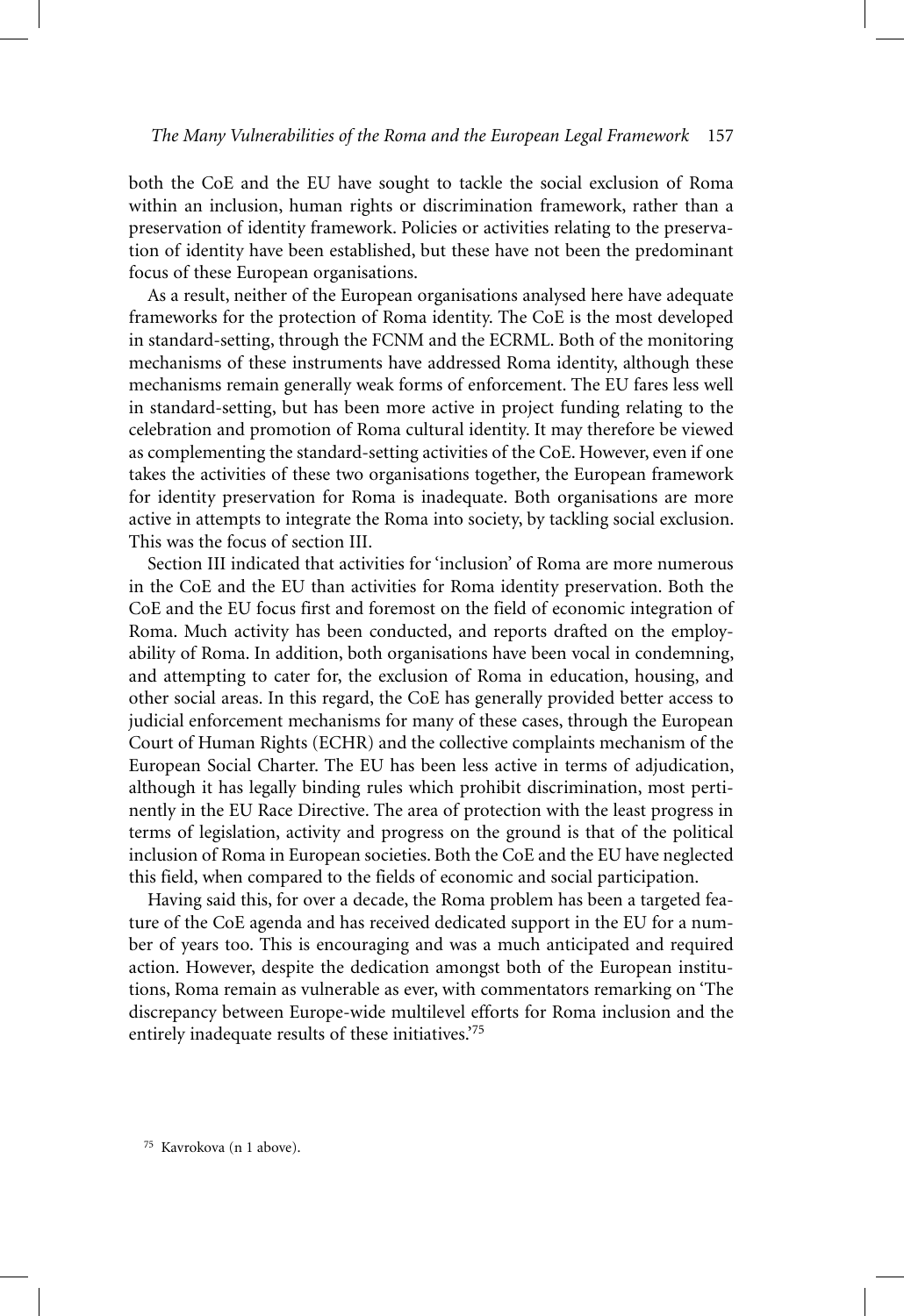both the CoE and the EU have sought to tackle the social exclusion of Roma within an inclusion, human rights or discrimination framework, rather than a preservation of identity framework. Policies or activities relating to the preservation of identity have been established, but these have not been the predominant focus of these European organisations.

As a result, neither of the European organisations analysed here have adequate frameworks for the protection of Roma identity. The CoE is the most developed in standard-setting, through the FCNM and the ECRML. Both of the monitoring mechanisms of these instruments have addressed Roma identity, although these mechanisms remain generally weak forms of enforcement. The EU fares less well in standard-setting, but has been more active in project funding relating to the celebration and promotion of Roma cultural identity. It may therefore be viewed as complementing the standard-setting activities of the CoE. However, even if one takes the activities of these two organisations together, the European framework for identity preservation for Roma is inadequate. Both organisations are more active in attempts to integrate the Roma into society, by tackling social exclusion. This was the focus of section III.

Section III indicated that activities for 'inclusion' of Roma are more numerous in the CoE and the EU than activities for Roma identity preservation. Both the CoE and the EU focus first and foremost on the field of economic integration of Roma. Much activity has been conducted, and reports drafted on the employability of Roma. In addition, both organisations have been vocal in condemning, and attempting to cater for, the exclusion of Roma in education, housing, and other social areas. In this regard, the CoE has generally provided better access to judicial enforcement mechanisms for many of these cases, through the European Court of Human Rights (ECHR) and the collective complaints mechanism of the European Social Charter. The EU has been less active in terms of adjudication, although it has legally binding rules which prohibit discrimination, most pertinently in the EU Race Directive. The area of protection with the least progress in terms of legislation, activity and progress on the ground is that of the political inclusion of Roma in European societies. Both the CoE and the EU have neglected this field, when compared to the fields of economic and social participation.

Having said this, for over a decade, the Roma problem has been a targeted feature of the CoE agenda and has received dedicated support in the EU for a number of years too. This is encouraging and was a much anticipated and required action. However, despite the dedication amongst both of the European institutions, Roma remain as vulnerable as ever, with commentators remarking on 'The discrepancy between Europe-wide multilevel efforts for Roma inclusion and the entirely inadequate results of these initiatives.'[75]

[75] Kavrokova (n 1 above).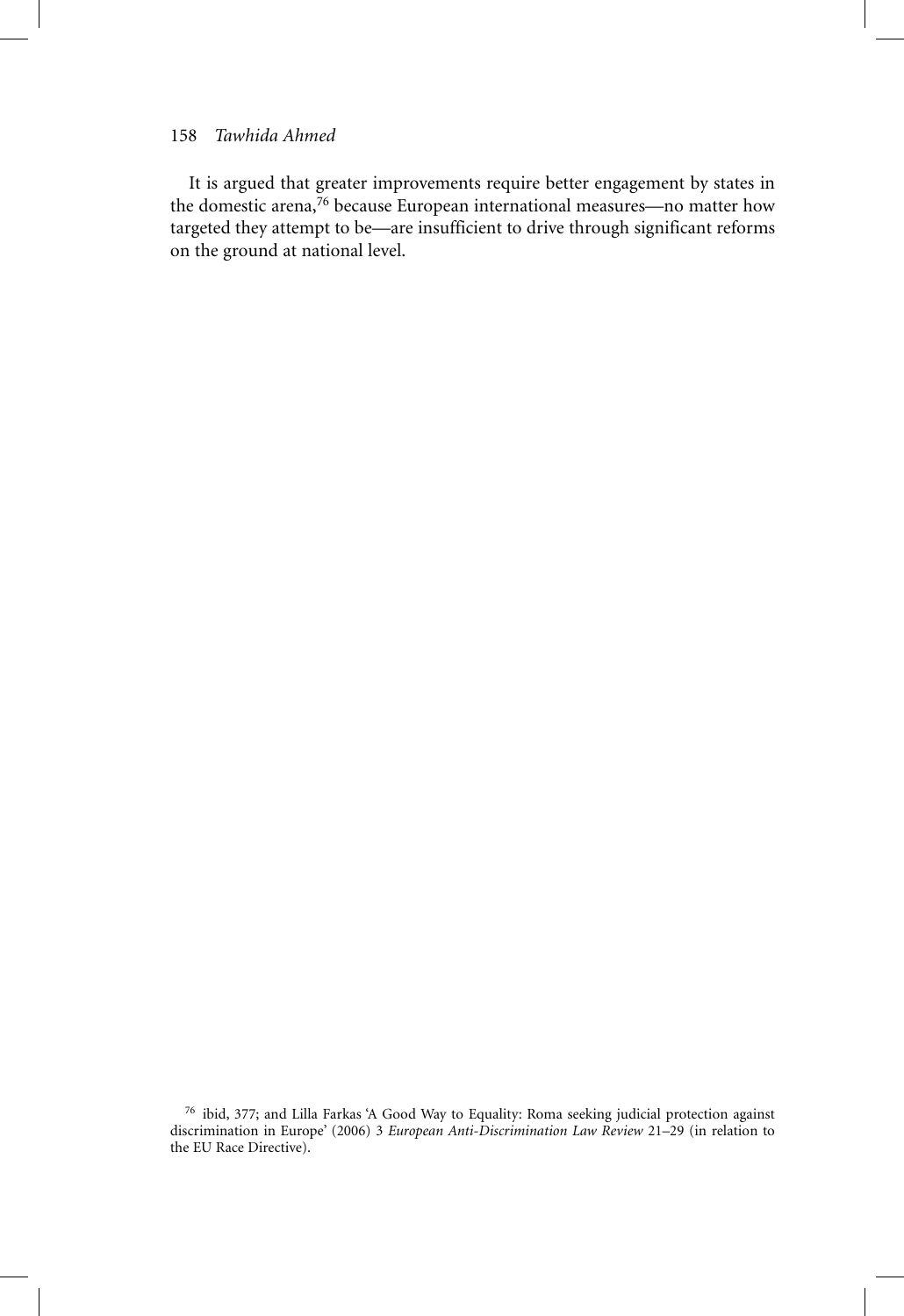It is argued that greater improvements require better engagement by states in the domestic arena,[76] because European international measures—no matter how targeted they attempt to be—are insufficient to drive through significant reforms on the ground at national level.

[76] ibid, 377; and Lilla Farkas 'A Good Way to Equality: Roma seeking judicial protection against discrimination in Europe' (2006) 3 *European Anti-Discrimination Law Review* 21–29 (in relation to the EU Race Directive).